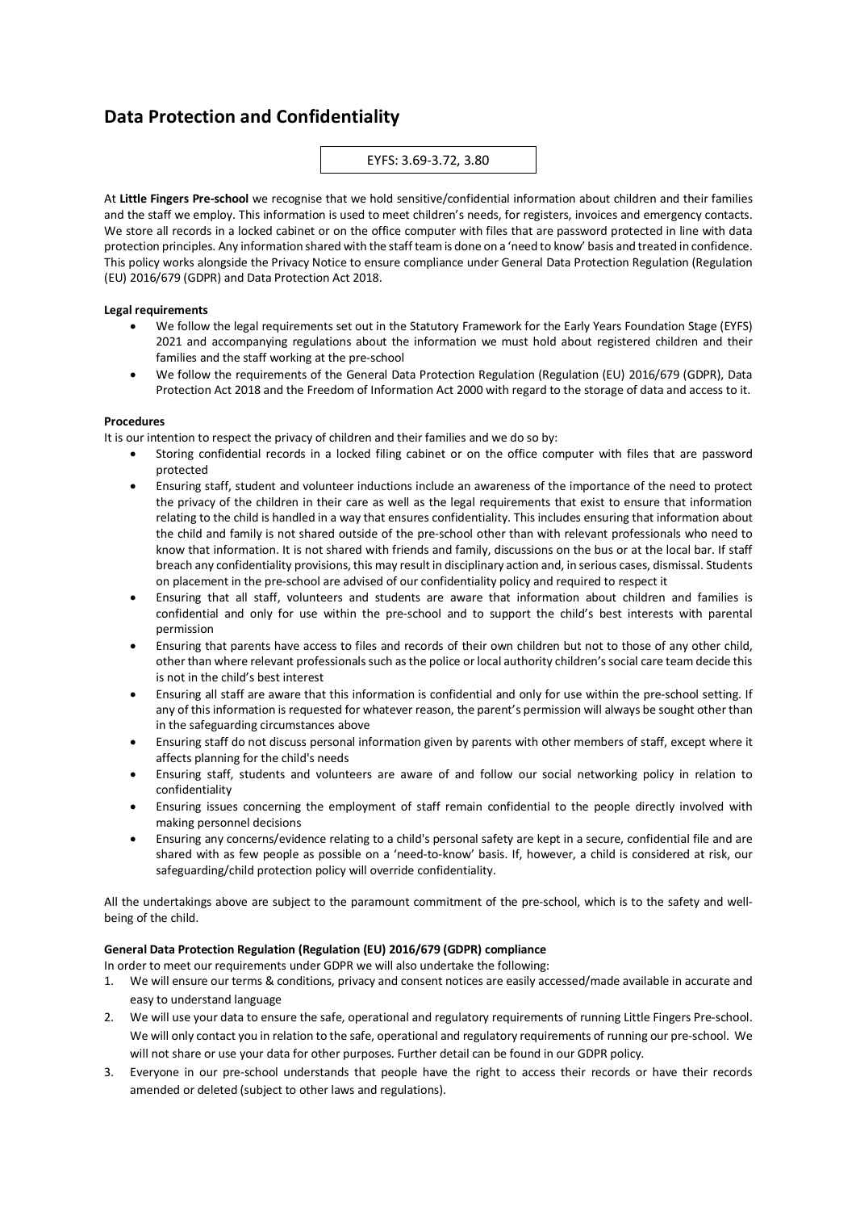# Data Protection and Confidentiality

EYFS: 3.69-3.72, 3.80

At **Little Fingers Pre-school** we recognise that we hold sensitive/confidential information about children and their families and the staff we employ. This information is used to meet children's needs, for registers, invoices and emergency contacts. We store all records in a locked cabinet or on the office computer with files that are password protected in line with data protection principles. Any information shared with the staff team is done on a 'need to know' basis and treated in confidence. This policy works alongside the Privacy Notice to ensure compliance under General Data Protection Regulation (Regulation (EU) 2016/679 (GDPR) and Data Protection Act 2018.

**Legal requirements**

- We follow the legal requirements set out in the Statutory Framework for the Early Years Foundation Stage (EYFS) 2021 and accompanying regulations about the information we must hold about registered children and their families and the staff working at the pre-school
- We follow the requirements of the General Data Protection Regulation (Regulation (EU) 2016/679 (GDPR), Data Protection Act 2018 and the Freedom of Information Act 2000 with regard to the storage of data and access to it.

**Procedures**

It is our intention to respect the privacy of children and their families and we do so by:

- Storing confidential records in a locked filing cabinet or on the office computer with files that are password protected
- Ensuring staff, student and volunteer inductions include an awareness of the importance of the need to protect the privacy of the children in their care as well as the legal requirements that exist to ensure that information relating to the child is handled in a way that ensures confidentiality. This includes ensuring that information about the child and family is not shared outside of the pre-school other than with relevant professionals who need to know that information. It is not shared with friends and family, discussions on the bus or at the local bar. If staff breach any confidentiality provisions, this may result in disciplinary action and, in serious cases, dismissal. Students on placement in the pre-school are advised of our confidentiality policy and required to respect it
- Ensuring that all staff, volunteers and students are aware that information about children and families is confidential and only for use within the pre-school and to support the child's best interests with parental permission
- Ensuring that parents have access to files and records of their own children but not to those of any other child, other than where relevant professionals such as the police or local authority children's social care team decide this is not in the child's best interest
- Ensuring all staff are aware that this information is confidential and only for use within the pre-school setting. If any of this information is requested for whatever reason, the parent's permission will always be sought other than in the safeguarding circumstances above
- Ensuring staff do not discuss personal information given by parents with other members of staff, except where it affects planning for the child's needs
- Ensuring staff, students and volunteers are aware of and follow our social networking policy in relation to confidentiality
- Ensuring issues concerning the employment of staff remain confidential to the people directly involved with making personnel decisions
- Ensuring any concerns/evidence relating to a child's personal safety are kept in a secure, confidential file and are shared with as few people as possible on a 'need-to-know' basis. If, however, a child is considered at risk, our safeguarding/child protection policy will override confidentiality.

All the undertakings above are subject to the paramount commitment of the pre-school, which is to the safety and well-being of the child.

**General Data Protection Regulation (Regulation (EU) 2016/679 (GDPR) compliance**

In order to meet our requirements under GDPR we will also undertake the following:

1. We will ensure our terms & conditions, privacy and consent notices are easily accessed/made available in accurate and easy to understand language
2. We will use your data to ensure the safe, operational and regulatory requirements of running Little Fingers Pre-school. We will only contact you in relation to the safe, operational and regulatory requirements of running our pre-school. We will not share or use your data for other purposes. Further detail can be found in our GDPR policy.
3. Everyone in our pre-school understands that people have the right to access their records or have their records amended or deleted (subject to other laws and regulations).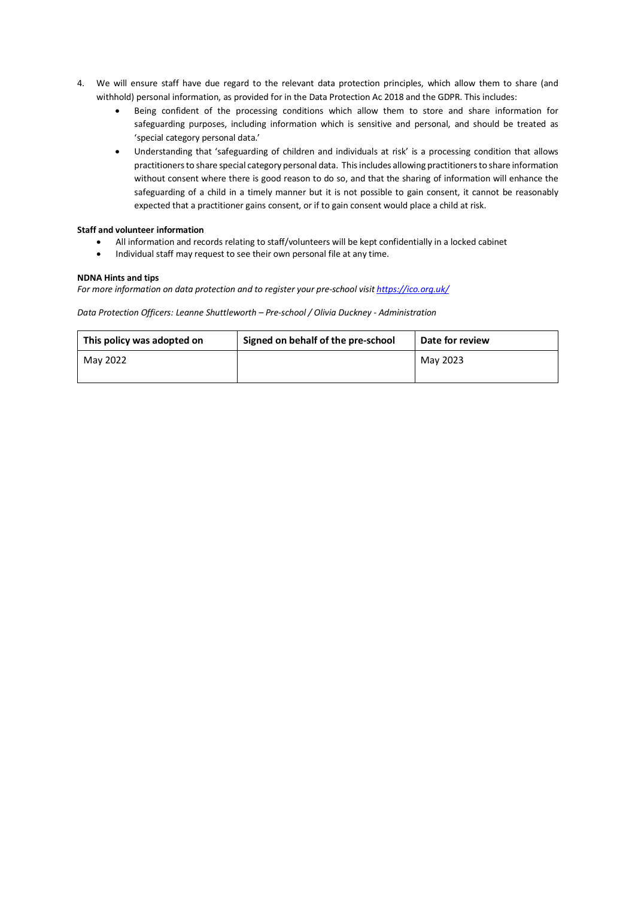4. We will ensure staff have due regard to the relevant data protection principles, which allow them to share (and withhold) personal information, as provided for in the Data Protection Ac 2018 and the GDPR. This includes:
   - Being confident of the processing conditions which allow them to store and share information for safeguarding purposes, including information which is sensitive and personal, and should be treated as 'special category personal data.'
   - Understanding that 'safeguarding of children and individuals at risk' is a processing condition that allows practitioners to share special category personal data. This includes allowing practitioners to share information without consent where there is good reason to do so, and that the sharing of information will enhance the safeguarding of a child in a timely manner but it is not possible to gain consent, it cannot be reasonably expected that a practitioner gains consent, or if to gain consent would place a child at risk.

**Staff and volunteer information**

- All information and records relating to staff/volunteers will be kept confidentially in a locked cabinet
- Individual staff may request to see their own personal file at any time.

**NDNA Hints and tips**

*For more information on data protection and to register your pre-school visit [https://ico.org.uk/](https://ico.org.uk/)*

*Data Protection Officers: Leanne Shuttleworth – Pre-school / Olivia Duckney - Administration*

| This policy was adopted on | Signed on behalf of the pre-school | Date for review |
|---|---|---|
| May 2022 | | May 2023 |